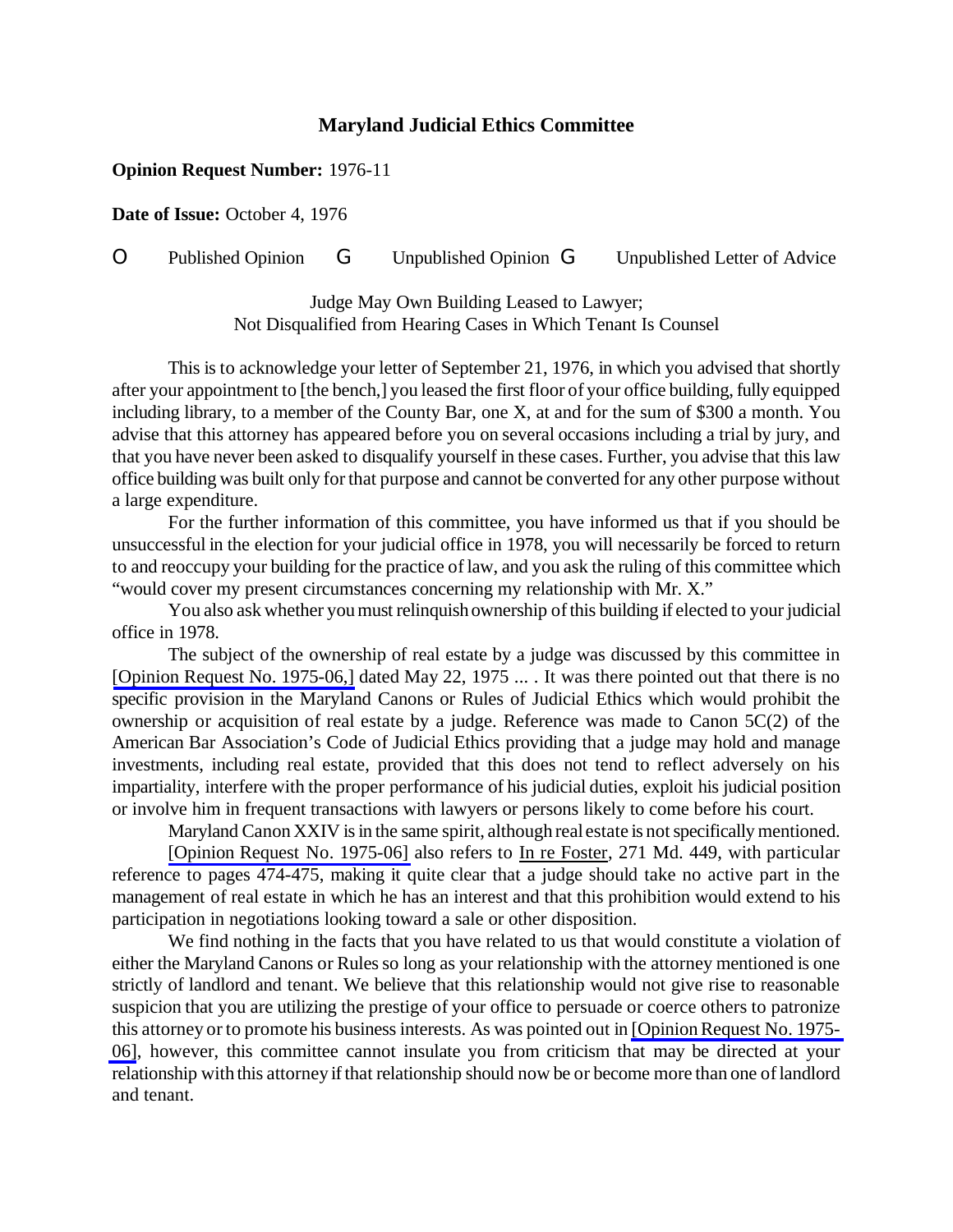**Maryland Judicial Ethics Committee**

**Opinion Request Number:** 1976-11

**Date of Issue:** October 4, 1976

O Published Opinion G Unpublished Opinion G Unpublished Letter of Advice

Judge May Own Building Leased to Lawyer;
Not Disqualified from Hearing Cases in Which Tenant Is Counsel

This is to acknowledge your letter of September 21, 1976, in which you advised that shortly after your appointment to [the bench,] you leased the first floor of your office building, fully equipped including library, to a member of the County Bar, one X, at and for the sum of $300 a month. You advise that this attorney has appeared before you on several occasions including a trial by jury, and that you have never been asked to disqualify yourself in these cases. Further, you advise that this law office building was built only for that purpose and cannot be converted for any other purpose without a large expenditure.

For the further information of this committee, you have informed us that if you should be unsuccessful in the election for your judicial office in 1978, you will necessarily be forced to return to and reoccupy your building for the practice of law, and you ask the ruling of this committee which "would cover my present circumstances concerning my relationship with Mr. X."

You also ask whether you must relinquish ownership of this building if elected to your judicial office in 1978.

The subject of the ownership of real estate by a judge was discussed by this committee in [Opinion Request No. 1975-06,] dated May 22, 1975 ... . It was there pointed out that there is no specific provision in the Maryland Canons or Rules of Judicial Ethics which would prohibit the ownership or acquisition of real estate by a judge. Reference was made to Canon 5C(2) of the American Bar Association's Code of Judicial Ethics providing that a judge may hold and manage investments, including real estate, provided that this does not tend to reflect adversely on his impartiality, interfere with the proper performance of his judicial duties, exploit his judicial position or involve him in frequent transactions with lawyers or persons likely to come before his court.

Maryland Canon XXIV is in the same spirit, although real estate is not specifically mentioned. [Opinion Request No. 1975-06] also refers to In re Foster, 271 Md. 449, with particular reference to pages 474-475, making it quite clear that a judge should take no active part in the management of real estate in which he has an interest and that this prohibition would extend to his participation in negotiations looking toward a sale or other disposition.

We find nothing in the facts that you have related to us that would constitute a violation of either the Maryland Canons or Rules so long as your relationship with the attorney mentioned is one strictly of landlord and tenant. We believe that this relationship would not give rise to reasonable suspicion that you are utilizing the prestige of your office to persuade or coerce others to patronize this attorney or to promote his business interests. As was pointed out in [Opinion Request No. 1975-06], however, this committee cannot insulate you from criticism that may be directed at your relationship with this attorney if that relationship should now be or become more than one of landlord and tenant.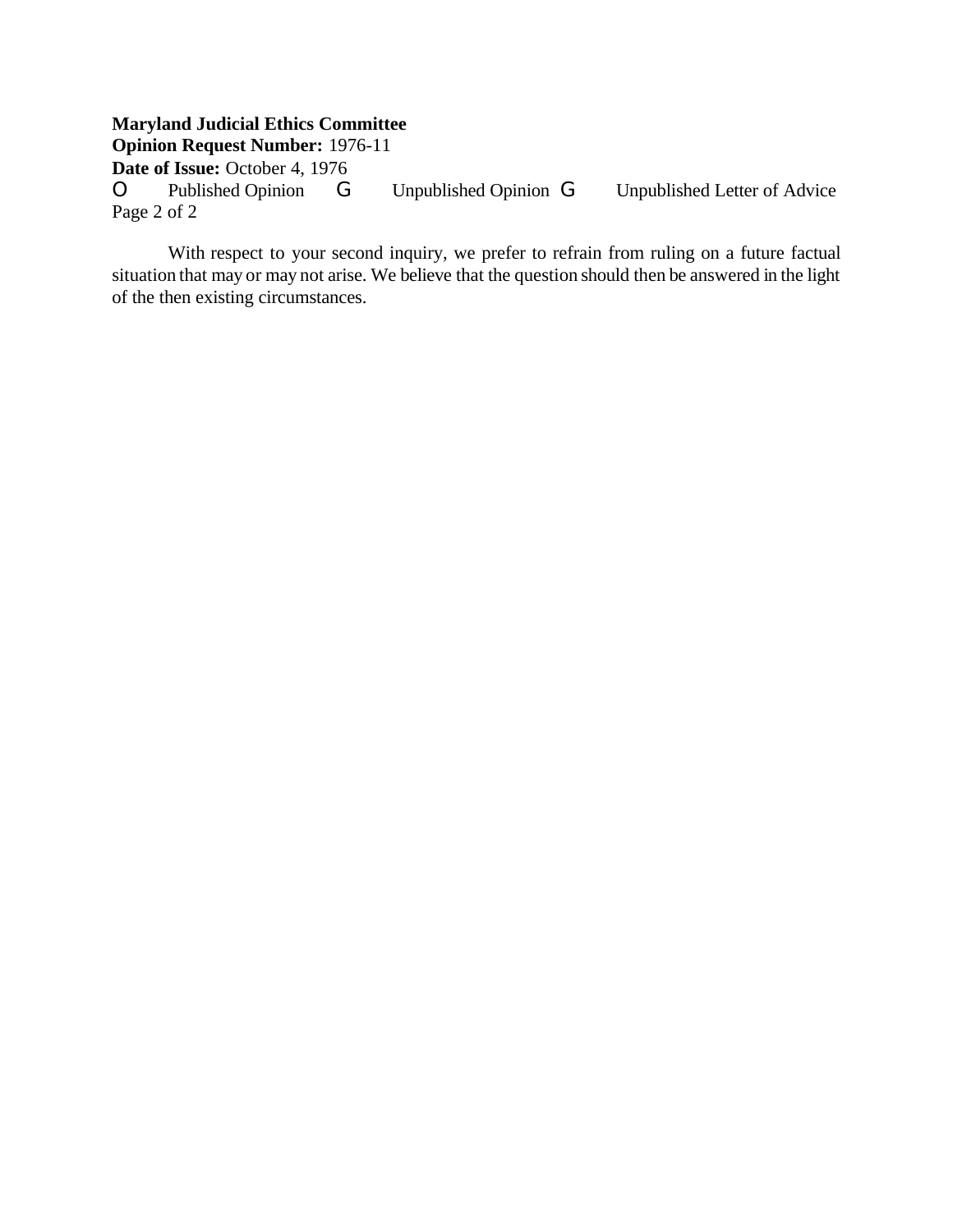With respect to your second inquiry, we prefer to refrain from ruling on a future factual situation that may or may not arise. We believe that the question should then be answered in the light of the then existing circumstances.